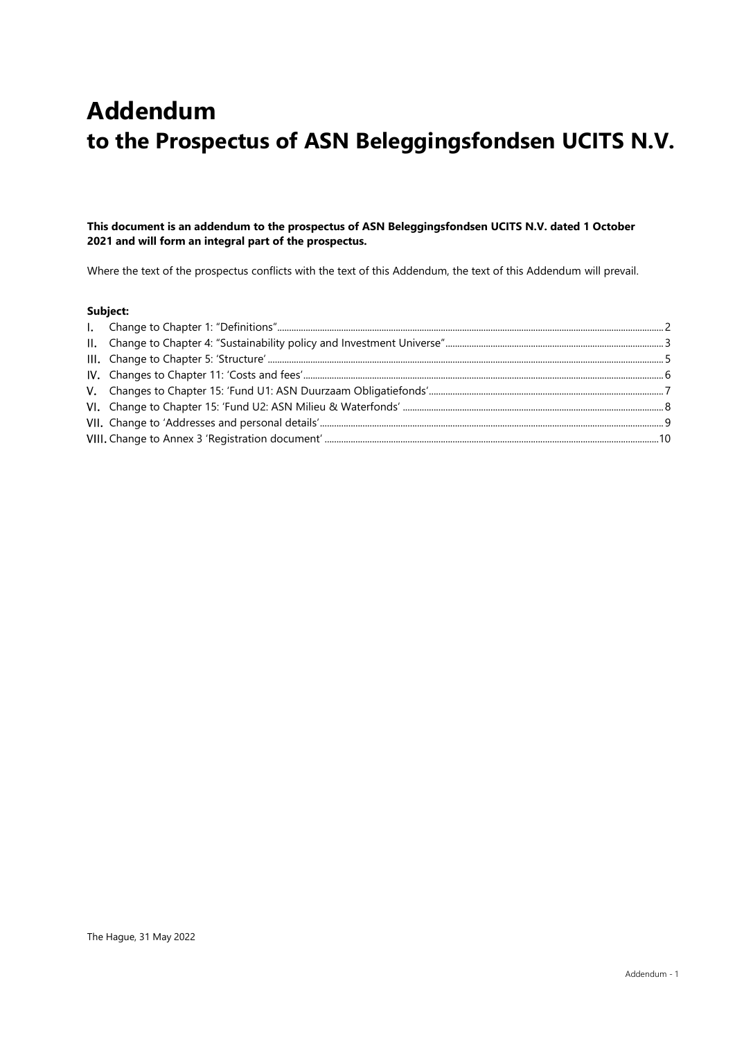# Addendum
# to the Prospectus of ASN Beleggingsfondsen UCITS N.V.

**This document is an addendum to the prospectus of ASN Beleggingsfondsen UCITS N.V. dated 1 October 2021 and will form an integral part of the prospectus.**

Where the text of the prospectus conflicts with the text of this Addendum, the text of this Addendum will prevail.

**Subject:**

I. Change to Chapter 1: "Definitions" ..... 2
II. Change to Chapter 4: "Sustainability policy and Investment Universe" ..... 3
III. Change to Chapter 5: 'Structure' ..... 5
IV. Changes to Chapter 11: 'Costs and fees' ..... 6
V. Changes to Chapter 15: 'Fund U1: ASN Duurzaam Obligatiefonds' ..... 7
VI. Change to Chapter 15: 'Fund U2: ASN Milieu & Waterfonds' ..... 8
VII. Change to 'Addresses and personal details' ..... 9
VIII. Change to Annex 3 'Registration document' ..... 10

The Hague, 31 May 2022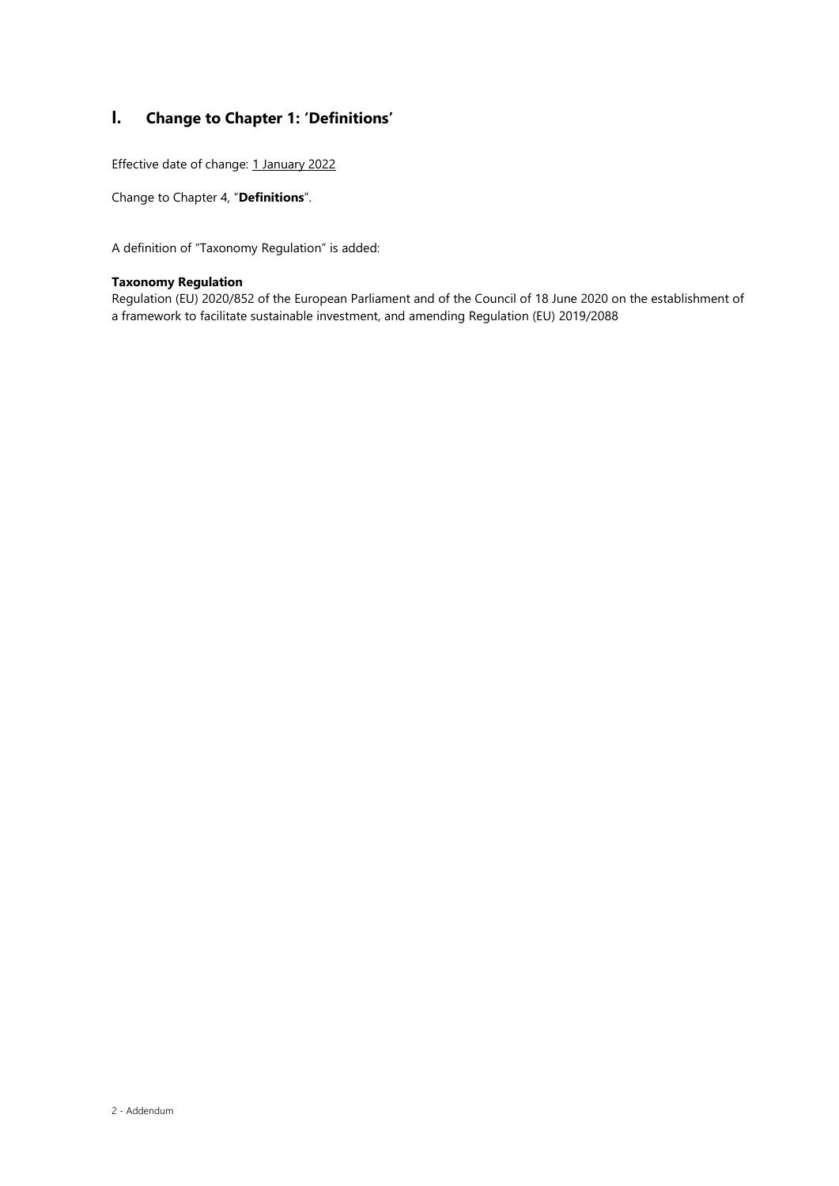## I. Change to Chapter 1: 'Definitions'

Effective date of change: 1 January 2022

Change to Chapter 4, "**Definitions**".

A definition of "Taxonomy Regulation" is added:

**Taxonomy Regulation**
Regulation (EU) 2020/852 of the European Parliament and of the Council of 18 June 2020 on the establishment of a framework to facilitate sustainable investment, and amending Regulation (EU) 2019/2088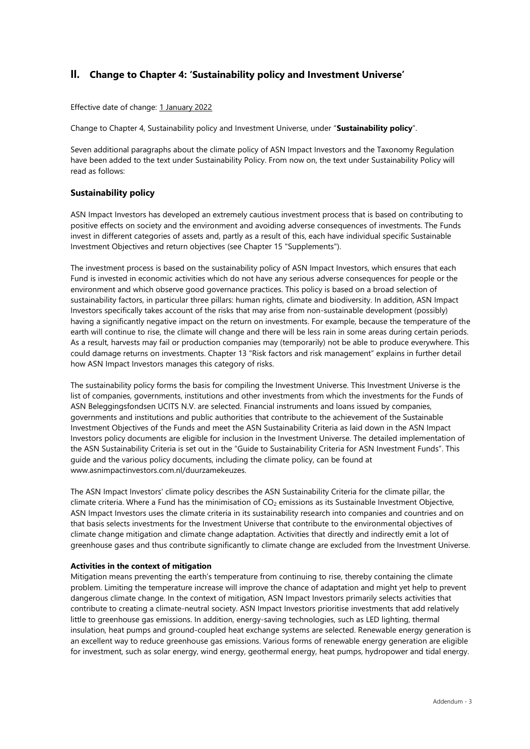## II. Change to Chapter 4: 'Sustainability policy and Investment Universe'

Effective date of change: 1 January 2022

Change to Chapter 4, Sustainability policy and Investment Universe, under "**Sustainability policy**".

Seven additional paragraphs about the climate policy of ASN Impact Investors and the Taxonomy Regulation have been added to the text under Sustainability Policy. From now on, the text under Sustainability Policy will read as follows:

### Sustainability policy

ASN Impact Investors has developed an extremely cautious investment process that is based on contributing to positive effects on society and the environment and avoiding adverse consequences of investments. The Funds invest in different categories of assets and, partly as a result of this, each have individual specific Sustainable Investment Objectives and return objectives (see Chapter 15 "Supplements").

The investment process is based on the sustainability policy of ASN Impact Investors, which ensures that each Fund is invested in economic activities which do not have any serious adverse consequences for people or the environment and which observe good governance practices. This policy is based on a broad selection of sustainability factors, in particular three pillars: human rights, climate and biodiversity. In addition, ASN Impact Investors specifically takes account of the risks that may arise from non-sustainable development (possibly) having a significantly negative impact on the return on investments. For example, because the temperature of the earth will continue to rise, the climate will change and there will be less rain in some areas during certain periods. As a result, harvests may fail or production companies may (temporarily) not be able to produce everywhere. This could damage returns on investments. Chapter 13 "Risk factors and risk management" explains in further detail how ASN Impact Investors manages this category of risks.

The sustainability policy forms the basis for compiling the Investment Universe. This Investment Universe is the list of companies, governments, institutions and other investments from which the investments for the Funds of ASN Beleggingsfondsen UCITS N.V. are selected. Financial instruments and loans issued by companies, governments and institutions and public authorities that contribute to the achievement of the Sustainable Investment Objectives of the Funds and meet the ASN Sustainability Criteria as laid down in the ASN Impact Investors policy documents are eligible for inclusion in the Investment Universe. The detailed implementation of the ASN Sustainability Criteria is set out in the "Guide to Sustainability Criteria for ASN Investment Funds". This guide and the various policy documents, including the climate policy, can be found at www.asnimpactinvestors.com.nl/duurzamekeuzes.

The ASN Impact Investors' climate policy describes the ASN Sustainability Criteria for the climate pillar, the climate criteria. Where a Fund has the minimisation of $CO_2$ emissions as its Sustainable Investment Objective, ASN Impact Investors uses the climate criteria in its sustainability research into companies and countries and on that basis selects investments for the Investment Universe that contribute to the environmental objectives of climate change mitigation and climate change adaptation. Activities that directly and indirectly emit a lot of greenhouse gases and thus contribute significantly to climate change are excluded from the Investment Universe.

**Activities in the context of mitigation**

Mitigation means preventing the earth's temperature from continuing to rise, thereby containing the climate problem. Limiting the temperature increase will improve the chance of adaptation and might yet help to prevent dangerous climate change. In the context of mitigation, ASN Impact Investors primarily selects activities that contribute to creating a climate-neutral society. ASN Impact Investors prioritise investments that add relatively little to greenhouse gas emissions. In addition, energy-saving technologies, such as LED lighting, thermal insulation, heat pumps and ground-coupled heat exchange systems are selected. Renewable energy generation is an excellent way to reduce greenhouse gas emissions. Various forms of renewable energy generation are eligible for investment, such as solar energy, wind energy, geothermal energy, heat pumps, hydropower and tidal energy.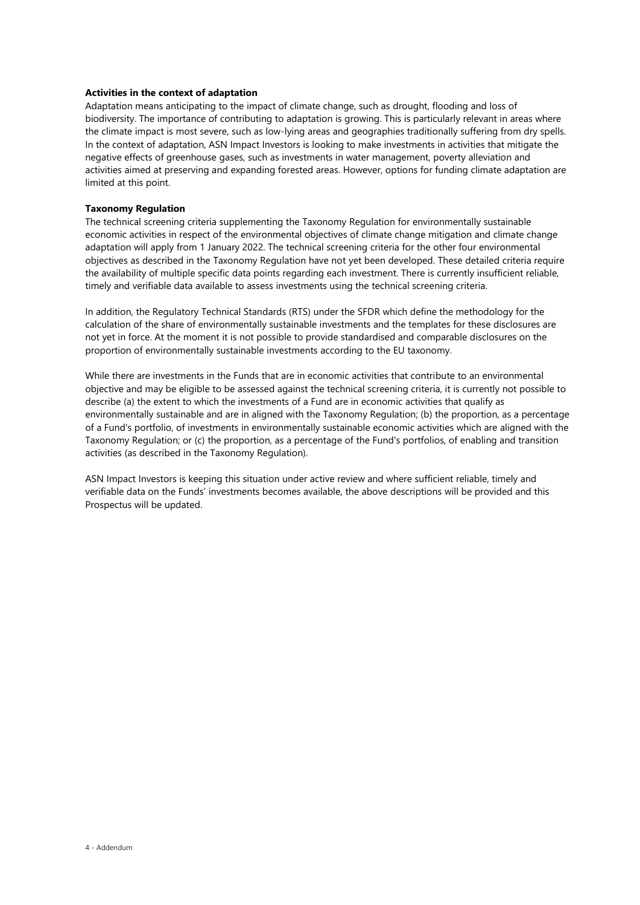**Activities in the context of adaptation**

Adaptation means anticipating to the impact of climate change, such as drought, flooding and loss of biodiversity. The importance of contributing to adaptation is growing. This is particularly relevant in areas where the climate impact is most severe, such as low-lying areas and geographies traditionally suffering from dry spells. In the context of adaptation, ASN Impact Investors is looking to make investments in activities that mitigate the negative effects of greenhouse gases, such as investments in water management, poverty alleviation and activities aimed at preserving and expanding forested areas. However, options for funding climate adaptation are limited at this point.

**Taxonomy Regulation**

The technical screening criteria supplementing the Taxonomy Regulation for environmentally sustainable economic activities in respect of the environmental objectives of climate change mitigation and climate change adaptation will apply from 1 January 2022. The technical screening criteria for the other four environmental objectives as described in the Taxonomy Regulation have not yet been developed. These detailed criteria require the availability of multiple specific data points regarding each investment. There is currently insufficient reliable, timely and verifiable data available to assess investments using the technical screening criteria.

In addition, the Regulatory Technical Standards (RTS) under the SFDR which define the methodology for the calculation of the share of environmentally sustainable investments and the templates for these disclosures are not yet in force. At the moment it is not possible to provide standardised and comparable disclosures on the proportion of environmentally sustainable investments according to the EU taxonomy.

While there are investments in the Funds that are in economic activities that contribute to an environmental objective and may be eligible to be assessed against the technical screening criteria, it is currently not possible to describe (a) the extent to which the investments of a Fund are in economic activities that qualify as environmentally sustainable and are in aligned with the Taxonomy Regulation; (b) the proportion, as a percentage of a Fund's portfolio, of investments in environmentally sustainable economic activities which are aligned with the Taxonomy Regulation; or (c) the proportion, as a percentage of the Fund's portfolios, of enabling and transition activities (as described in the Taxonomy Regulation).

ASN Impact Investors is keeping this situation under active review and where sufficient reliable, timely and verifiable data on the Funds' investments becomes available, the above descriptions will be provided and this Prospectus will be updated.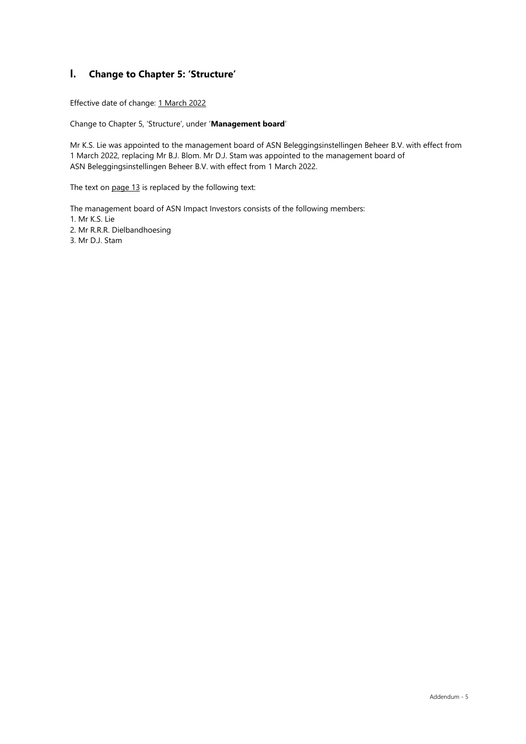## I. Change to Chapter 5: 'Structure'

Effective date of change: 1 March 2022

Change to Chapter 5, 'Structure', under '**Management board**'

Mr K.S. Lie was appointed to the management board of ASN Beleggingsinstellingen Beheer B.V. with effect from 1 March 2022, replacing Mr B.J. Blom. Mr D.J. Stam was appointed to the management board of ASN Beleggingsinstellingen Beheer B.V. with effect from 1 March 2022.

The text on page 13 is replaced by the following text:

The management board of ASN Impact Investors consists of the following members:

1. Mr K.S. Lie
2. Mr R.R.R. Dielbandhoesing
3. Mr D.J. Stam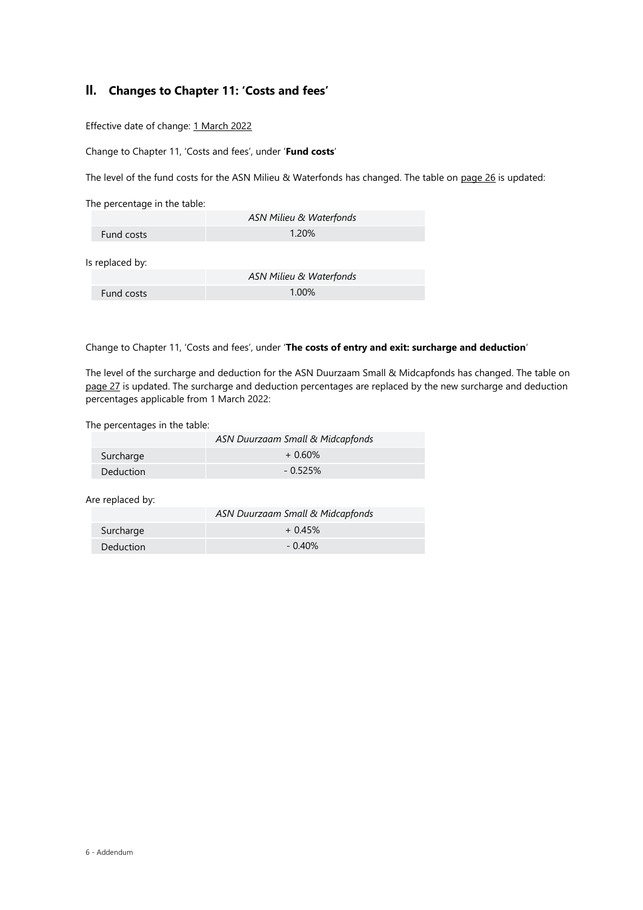## II. Changes to Chapter 11: 'Costs and fees'

Effective date of change: 1 March 2022

Change to Chapter 11, 'Costs and fees', under '**Fund costs**'

The level of the fund costs for the ASN Milieu & Waterfonds has changed. The table on page 26 is updated:

The percentage in the table:

| | *ASN Milieu & Waterfonds* |
|---|---|
| Fund costs | 1.20% |

Is replaced by:

| | *ASN Milieu & Waterfonds* |
|---|---|
| Fund costs | 1.00% |

Change to Chapter 11, 'Costs and fees', under '**The costs of entry and exit: surcharge and deduction**'

The level of the surcharge and deduction for the ASN Duurzaam Small & Midcapfonds has changed. The table on page 27 is updated. The surcharge and deduction percentages are replaced by the new surcharge and deduction percentages applicable from 1 March 2022:

The percentages in the table:

| | *ASN Duurzaam Small & Midcapfonds* |
|---|---|
| Surcharge | + 0.60% |
| Deduction | - 0.525% |

Are replaced by:

| | *ASN Duurzaam Small & Midcapfonds* |
|---|---|
| Surcharge | + 0.45% |
| Deduction | - 0.40% |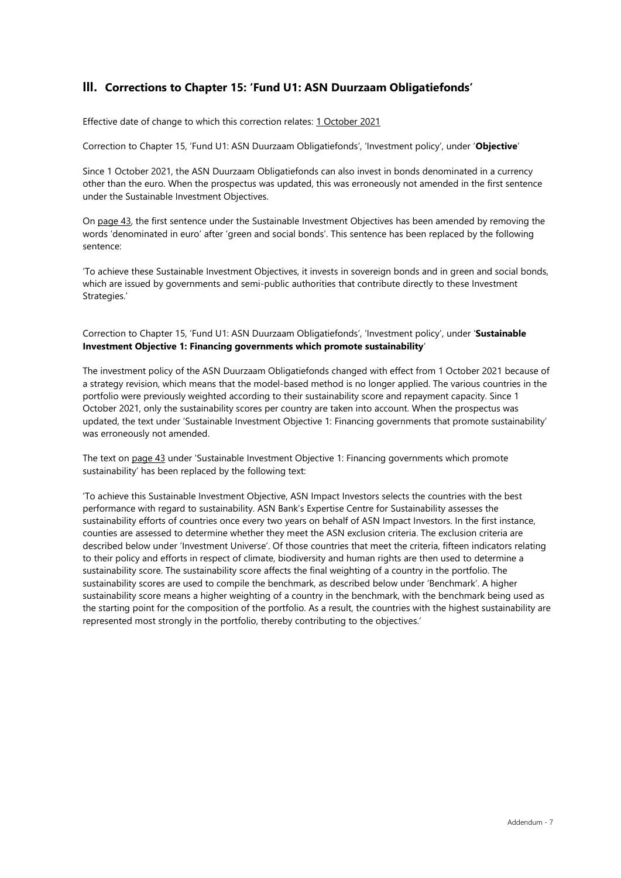## III. Corrections to Chapter 15: 'Fund U1: ASN Duurzaam Obligatiefonds'

Effective date of change to which this correction relates: 1 October 2021

Correction to Chapter 15, 'Fund U1: ASN Duurzaam Obligatiefonds', 'Investment policy', under '**Objective**'

Since 1 October 2021, the ASN Duurzaam Obligatiefonds can also invest in bonds denominated in a currency other than the euro. When the prospectus was updated, this was erroneously not amended in the first sentence under the Sustainable Investment Objectives.

On page 43, the first sentence under the Sustainable Investment Objectives has been amended by removing the words 'denominated in euro' after 'green and social bonds'. This sentence has been replaced by the following sentence:

'To achieve these Sustainable Investment Objectives, it invests in sovereign bonds and in green and social bonds, which are issued by governments and semi-public authorities that contribute directly to these Investment Strategies.'

Correction to Chapter 15, 'Fund U1: ASN Duurzaam Obligatiefonds', 'Investment policy', under '**Sustainable Investment Objective 1: Financing governments which promote sustainability**'

The investment policy of the ASN Duurzaam Obligatiefonds changed with effect from 1 October 2021 because of a strategy revision, which means that the model-based method is no longer applied. The various countries in the portfolio were previously weighted according to their sustainability score and repayment capacity. Since 1 October 2021, only the sustainability scores per country are taken into account. When the prospectus was updated, the text under 'Sustainable Investment Objective 1: Financing governments that promote sustainability' was erroneously not amended.

The text on page 43 under 'Sustainable Investment Objective 1: Financing governments which promote sustainability' has been replaced by the following text:

'To achieve this Sustainable Investment Objective, ASN Impact Investors selects the countries with the best performance with regard to sustainability. ASN Bank's Expertise Centre for Sustainability assesses the sustainability efforts of countries once every two years on behalf of ASN Impact Investors. In the first instance, counties are assessed to determine whether they meet the ASN exclusion criteria. The exclusion criteria are described below under 'Investment Universe'. Of those countries that meet the criteria, fifteen indicators relating to their policy and efforts in respect of climate, biodiversity and human rights are then used to determine a sustainability score. The sustainability score affects the final weighting of a country in the portfolio. The sustainability scores are used to compile the benchmark, as described below under 'Benchmark'. A higher sustainability score means a higher weighting of a country in the benchmark, with the benchmark being used as the starting point for the composition of the portfolio. As a result, the countries with the highest sustainability are represented most strongly in the portfolio, thereby contributing to the objectives.'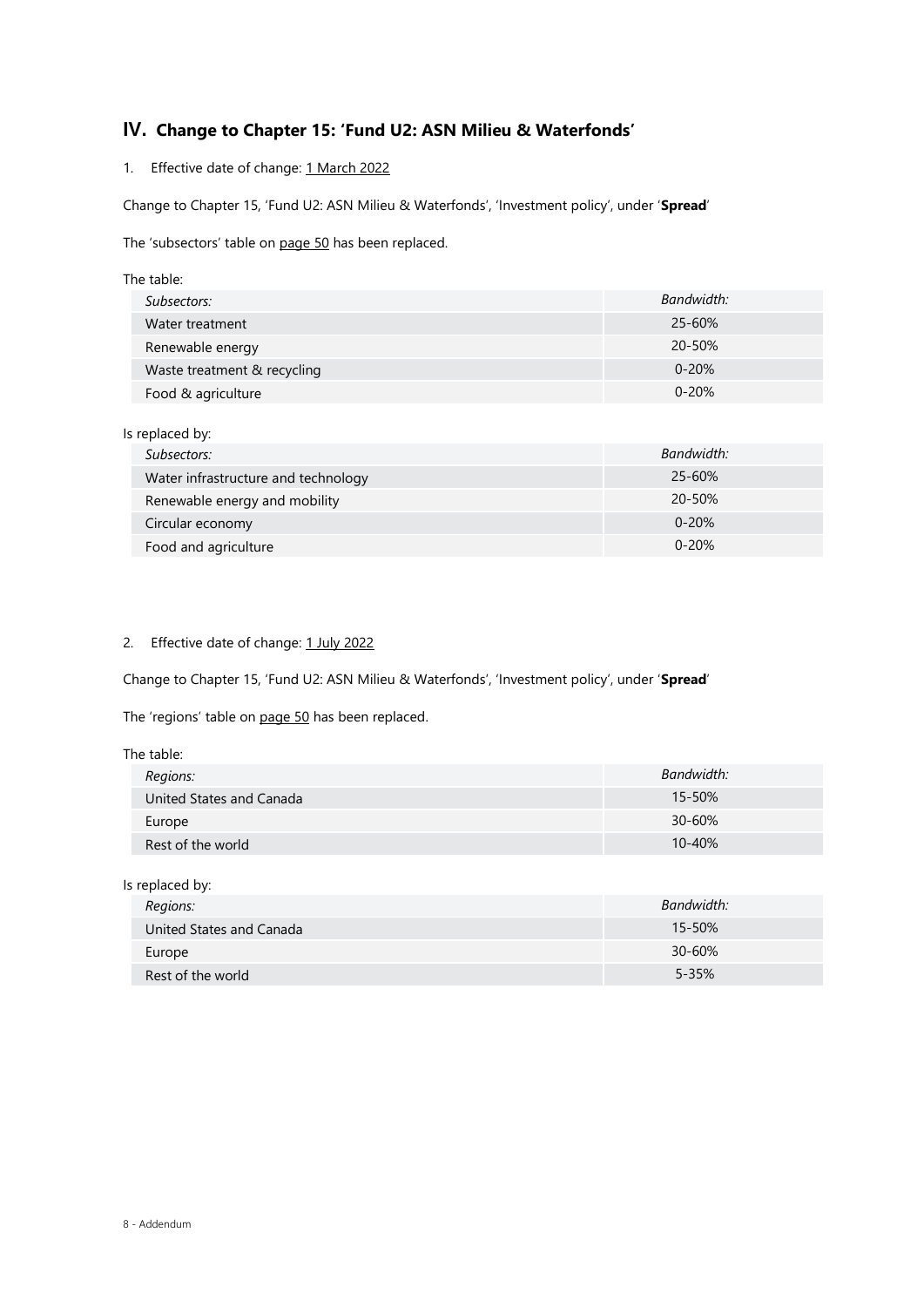## IV. Change to Chapter 15: 'Fund U2: ASN Milieu & Waterfonds'

1. Effective date of change: 1 March 2022

Change to Chapter 15, 'Fund U2: ASN Milieu & Waterfonds', 'Investment policy', under '**Spread**'

The 'subsectors' table on page 50 has been replaced.

The table:

| *Subsectors:* | *Bandwidth:* |
|---|---|
| Water treatment | 25-60% |
| Renewable energy | 20-50% |
| Waste treatment & recycling | 0-20% |
| Food & agriculture | 0-20% |

Is replaced by:

| *Subsectors:* | *Bandwidth:* |
|---|---|
| Water infrastructure and technology | 25-60% |
| Renewable energy and mobility | 20-50% |
| Circular economy | 0-20% |
| Food and agriculture | 0-20% |

2. Effective date of change: 1 July 2022

Change to Chapter 15, 'Fund U2: ASN Milieu & Waterfonds', 'Investment policy', under '**Spread**'

The 'regions' table on page 50 has been replaced.

The table:

| *Regions:* | *Bandwidth:* |
|---|---|
| United States and Canada | 15-50% |
| Europe | 30-60% |
| Rest of the world | 10-40% |

Is replaced by:

| *Regions:* | *Bandwidth:* |
|---|---|
| United States and Canada | 15-50% |
| Europe | 30-60% |
| Rest of the world | 5-35% |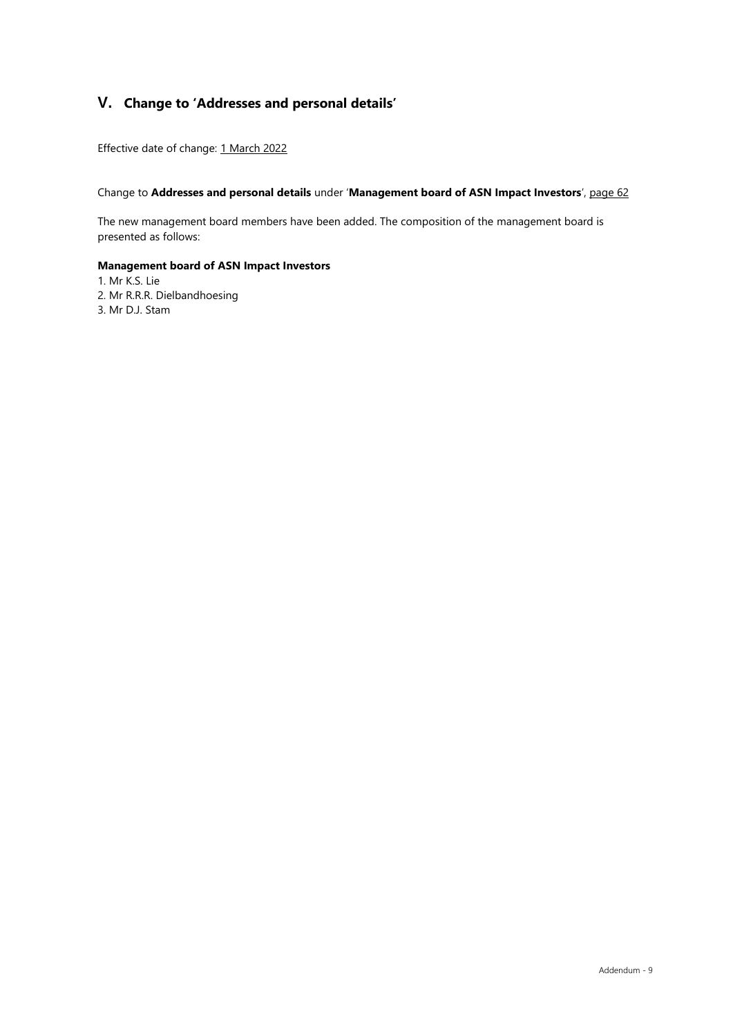## V. Change to 'Addresses and personal details'

Effective date of change: 1 March 2022

Change to **Addresses and personal details** under '**Management board of ASN Impact Investors**', page 62

The new management board members have been added. The composition of the management board is presented as follows:

**Management board of ASN Impact Investors**

1. Mr K.S. Lie
2. Mr R.R.R. Dielbandhoesing
3. Mr D.J. Stam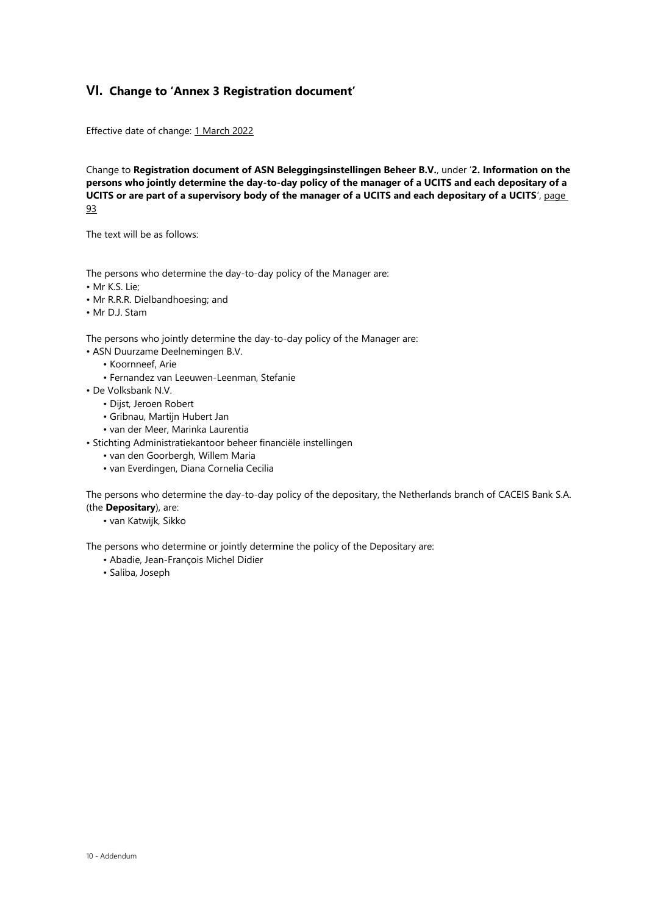## VI. Change to 'Annex 3 Registration document'

Effective date of change: 1 March 2022

Change to **Registration document of ASN Beleggingsinstellingen Beheer B.V.**, under '**2. Information on the persons who jointly determine the day-to-day policy of the manager of a UCITS and each depositary of a UCITS or are part of a supervisory body of the manager of a UCITS and each depositary of a UCITS**', page 93

The text will be as follows:

The persons who determine the day-to-day policy of the Manager are:

- Mr K.S. Lie;
- Mr R.R.R. Dielbandhoesing; and
- Mr D.J. Stam

The persons who jointly determine the day-to-day policy of the Manager are:

- ASN Duurzame Deelnemingen B.V.
    - Koornneef, Arie
    - Fernandez van Leeuwen-Leenman, Stefanie
- De Volksbank N.V.
    - Dijst, Jeroen Robert
    - Gribnau, Martijn Hubert Jan
    - van der Meer, Marinka Laurentia
- Stichting Administratiekantoor beheer financiële instellingen
    - van den Goorbergh, Willem Maria
    - van Everdingen, Diana Cornelia Cecilia

The persons who determine the day-to-day policy of the depositary, the Netherlands branch of CACEIS Bank S.A. (the **Depositary**), are:

- van Katwijk, Sikko

The persons who determine or jointly determine the policy of the Depositary are:

- Abadie, Jean-François Michel Didier
- Saliba, Joseph